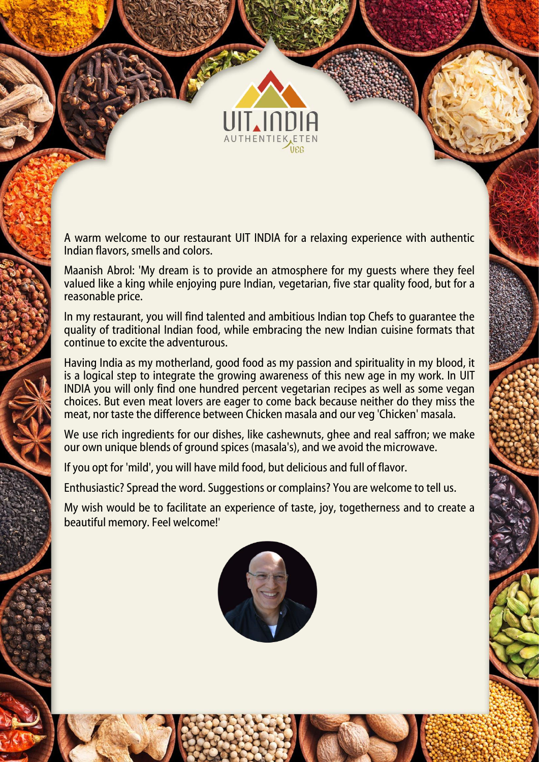UIT INDIA

AUTHENTIEK ETEN

VEG

A warm welcome to our restaurant UIT INDIA for a relaxing experience with authentic Indian flavors, smells and colors.

Maanish Abrol: 'My dream is to provide an atmosphere for my guests where they feel valued like a king while enjoying pure Indian, vegetarian, five star quality food, but for a reasonable price.

In my restaurant, you will find talented and ambitious Indian top Chefs to guarantee the quality of traditional Indian food, while embracing the new Indian cuisine formats that continue to excite the adventurous.

Having India as my motherland, good food as my passion and spirituality in my blood, it is a logical step to integrate the growing awareness of this new age in my work. In UIT INDIA you will only find one hundred percent vegetarian recipes as well as some vegan choices. But even meat lovers are eager to come back because neither do they miss the meat, nor taste the difference between Chicken masala and our veg 'Chicken' masala.

We use rich ingredients for our dishes, like cashewnuts, ghee and real saffron; we make our own unique blends of ground spices (masala's), and we avoid the microwave.

If you opt for 'mild', you will have mild food, but delicious and full of flavor.

Enthusiastic? Spread the word. Suggestions or complains? You are welcome to tell us.

My wish would be to facilitate an experience of taste, joy, togetherness and to create a beautiful memory. Feel welcome!'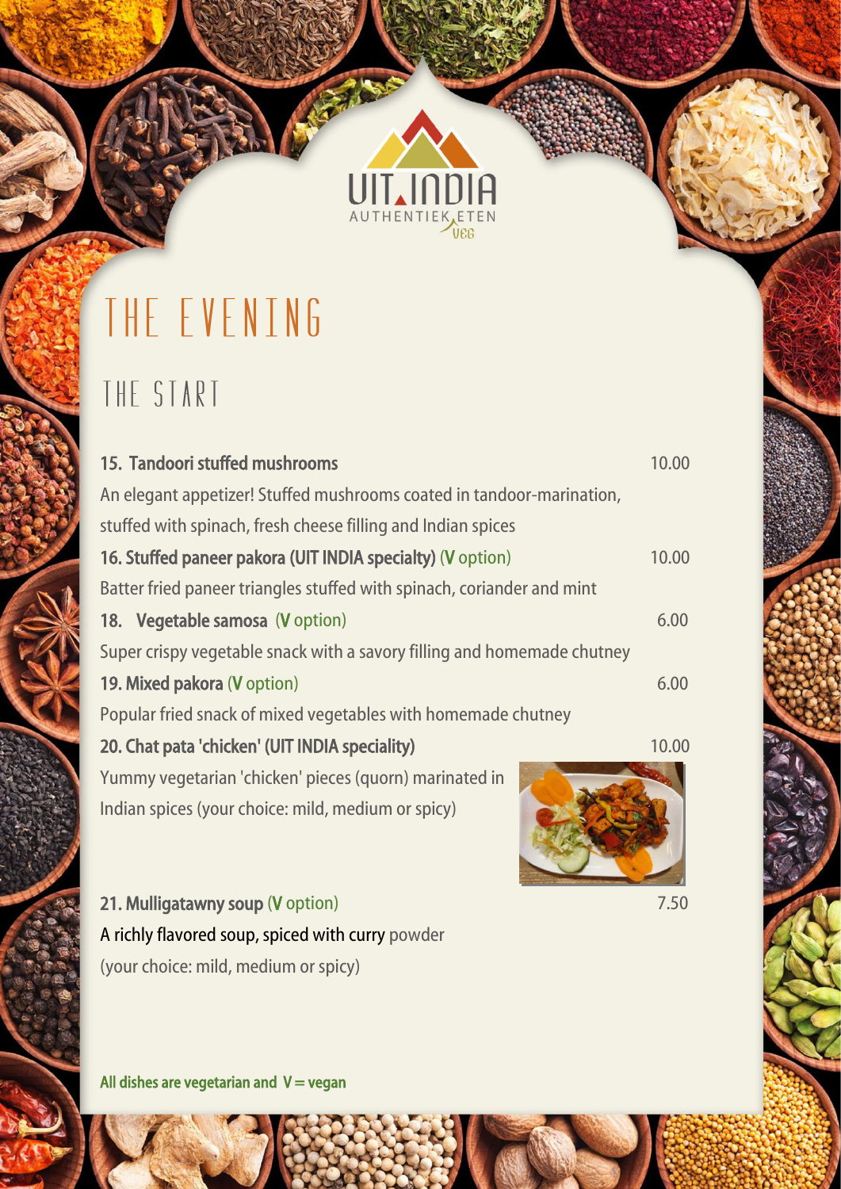UIT INDIA

AUTHENTIEK ETEN

VEG

# THE EVENING

## THE START

**15. Tandoori stuffed mushrooms** 10.00

An elegant appetizer! Stuffed mushrooms coated in tandoor-marination, stuffed with spinach, fresh cheese filling and Indian spices

**16. Stuffed paneer pakora (UIT INDIA specialty)** (V option) 10.00

Batter fried paneer triangles stuffed with spinach, coriander and mint

**18. Vegetable samosa** (V option) 6.00

Super crispy vegetable snack with a savory filling and homemade chutney

**19. Mixed pakora** (V option) 6.00

Popular fried snack of mixed vegetables with homemade chutney

**20. Chat pata 'chicken' (UIT INDIA speciality)** 10.00

Yummy vegetarian 'chicken' pieces (quorn) marinated in Indian spices (your choice: mild, medium or spicy)

**21. Mulligatawny soup** (V option) 7.50

A richly flavored soup, spiced with curry powder (your choice: mild, medium or spicy)

**All dishes are vegetarian and V = vegan**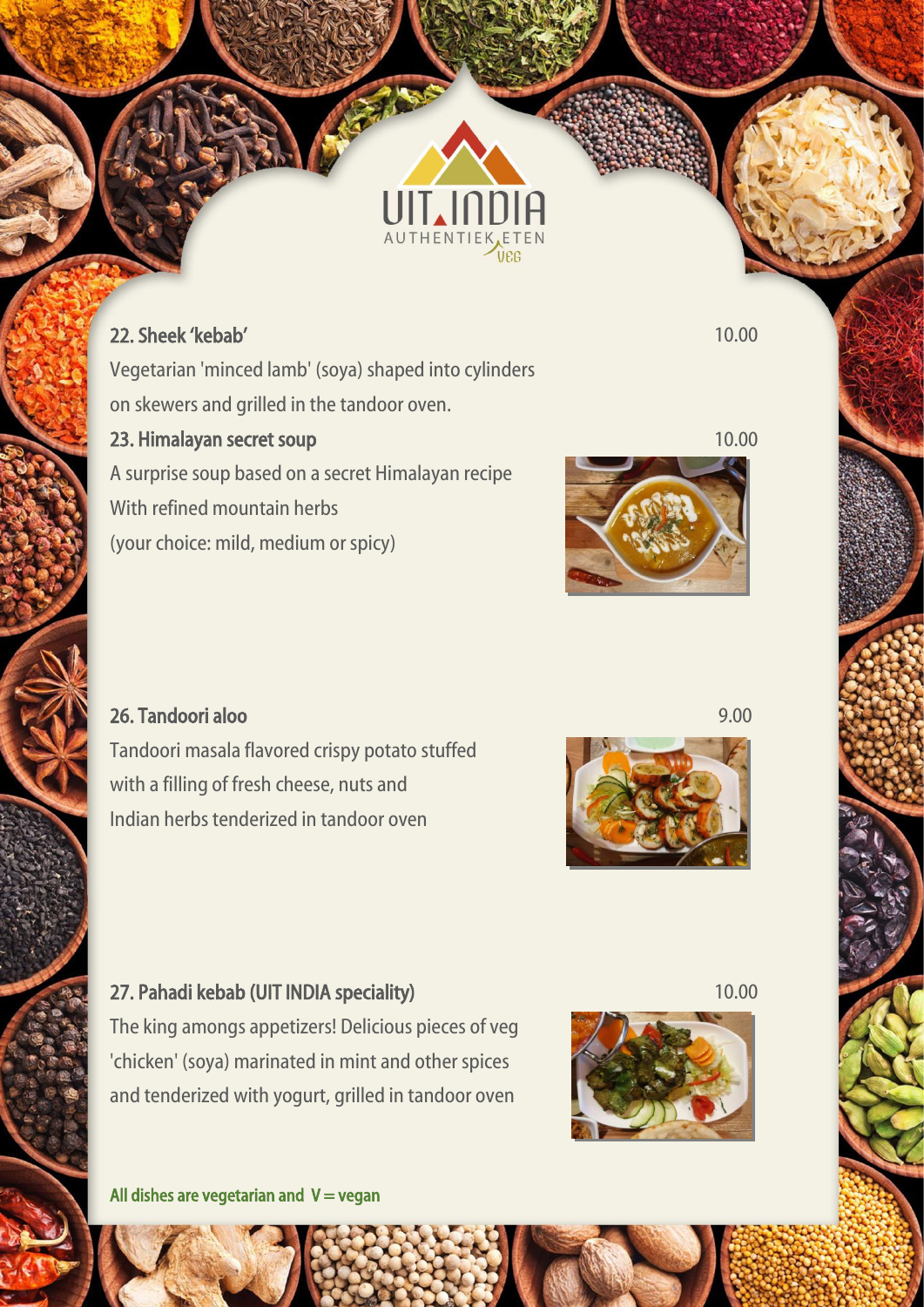UIT INDIA

AUTHENTIEK ETEN

VEG

### 22. Sheek 'kebab' 10.00

Vegetarian 'minced lamb' (soya) shaped into cylinders on skewers and grilled in the tandoor oven.

### 23. Himalayan secret soup 10.00

A surprise soup based on a secret Himalayan recipe
With refined mountain herbs
(your choice: mild, medium or spicy)

### 26. Tandoori aloo 9.00

Tandoori masala flavored crispy potato stuffed with a filling of fresh cheese, nuts and Indian herbs tenderized in tandoor oven

### 27. Pahadi kebab (UIT INDIA speciality) 10.00

The king amongs appetizers! Delicious pieces of veg 'chicken' (soya) marinated in mint and other spices and tenderized with yogurt, grilled in tandoor oven

All dishes are vegetarian and V = vegan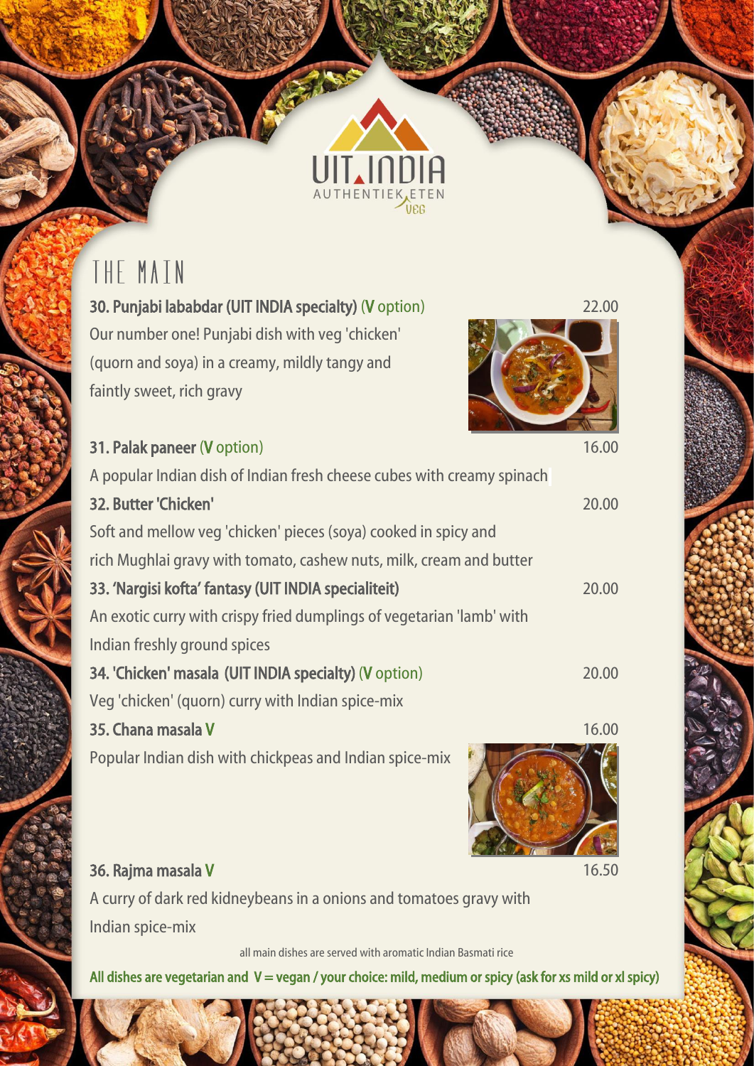UIT INDIA

AUTHENTIEK ETEN

VEG

# THE MAIN

**30. Punjabi lababdar (UIT INDIA specialty)** (V option) 22.00

Our number one! Punjabi dish with veg 'chicken' (quorn and soya) in a creamy, mildly tangy and faintly sweet, rich gravy

**31. Palak paneer** (V option) 16.00

A popular Indian dish of Indian fresh cheese cubes with creamy spinach

**32. Butter 'Chicken'** 20.00

Soft and mellow veg 'chicken' pieces (soya) cooked in spicy and rich Mughlai gravy with tomato, cashew nuts, milk, cream and butter

**33. 'Nargisi kofta' fantasy (UIT INDIA specialiteit)** 20.00

An exotic curry with crispy fried dumplings of vegetarian 'lamb' with Indian freshly ground spices

**34. 'Chicken' masala (UIT INDIA specialty)** (V option) 20.00

Veg 'chicken' (quorn) curry with Indian spice-mix

**35. Chana masala V** 16.00

Popular Indian dish with chickpeas and Indian spice-mix

**36. Rajma masala V** 16.50

A curry of dark red kidneybeans in a onions and tomatoes gravy with Indian spice-mix

all main dishes are served with aromatic Indian Basmati rice

**All dishes are vegetarian and V = vegan / your choice: mild, medium or spicy (ask for xs mild or xl spicy)**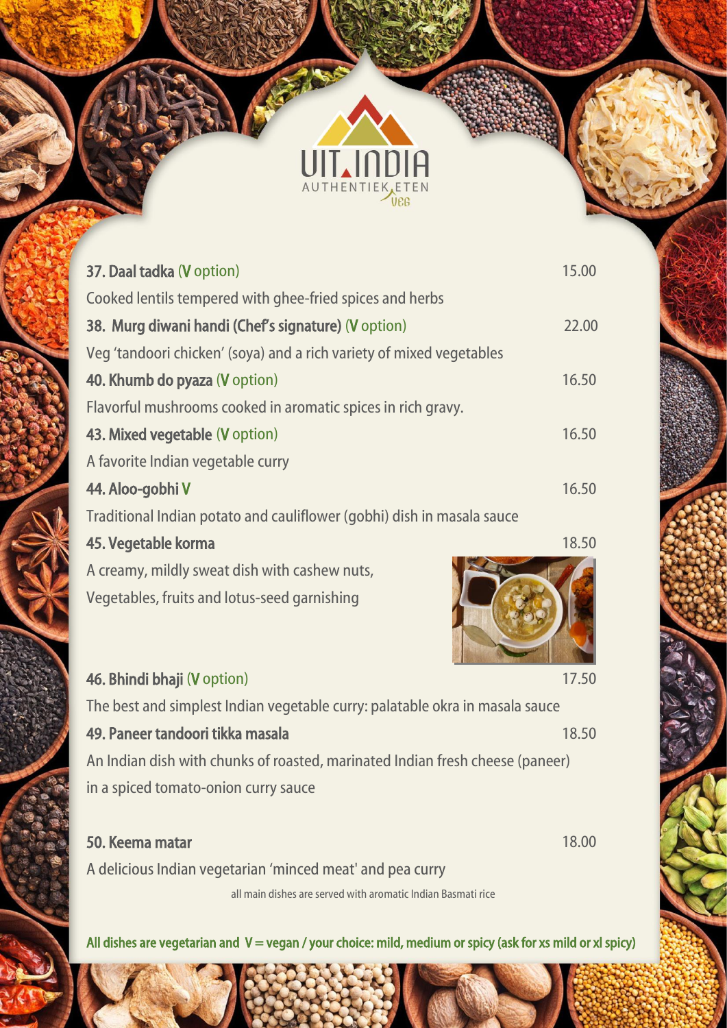UIT INDIA
AUTHENTIEK ETEN
VEG

**37. Daal tadka** (V option) — 15.00
Cooked lentils tempered with ghee-fried spices and herbs

**38. Murg diwani handi (Chef's signature)** (V option) — 22.00
Veg 'tandoori chicken' (soya) and a rich variety of mixed vegetables

**40. Khumb do pyaza** (V option) — 16.50
Flavorful mushrooms cooked in aromatic spices in rich gravy.

**43. Mixed vegetable** (V option) — 16.50
A favorite Indian vegetable curry

**44. Aloo-gobhi V** — 16.50
Traditional Indian potato and cauliflower (gobhi) dish in masala sauce

**45. Vegetable korma** — 18.50
A creamy, mildly sweat dish with cashew nuts,
Vegetables, fruits and lotus-seed garnishing

**46. Bhindi bhaji** (V option) — 17.50
The best and simplest Indian vegetable curry: palatable okra in masala sauce

**49. Paneer tandoori tikka masala** — 18.50
An Indian dish with chunks of roasted, marinated Indian fresh cheese (paneer) in a spiced tomato-onion curry sauce

**50. Keema matar** — 18.00
A delicious Indian vegetarian 'minced meat' and pea curry

all main dishes are served with aromatic Indian Basmati rice

**All dishes are vegetarian and V = vegan / your choice: mild, medium or spicy (ask for xs mild or xl spicy)**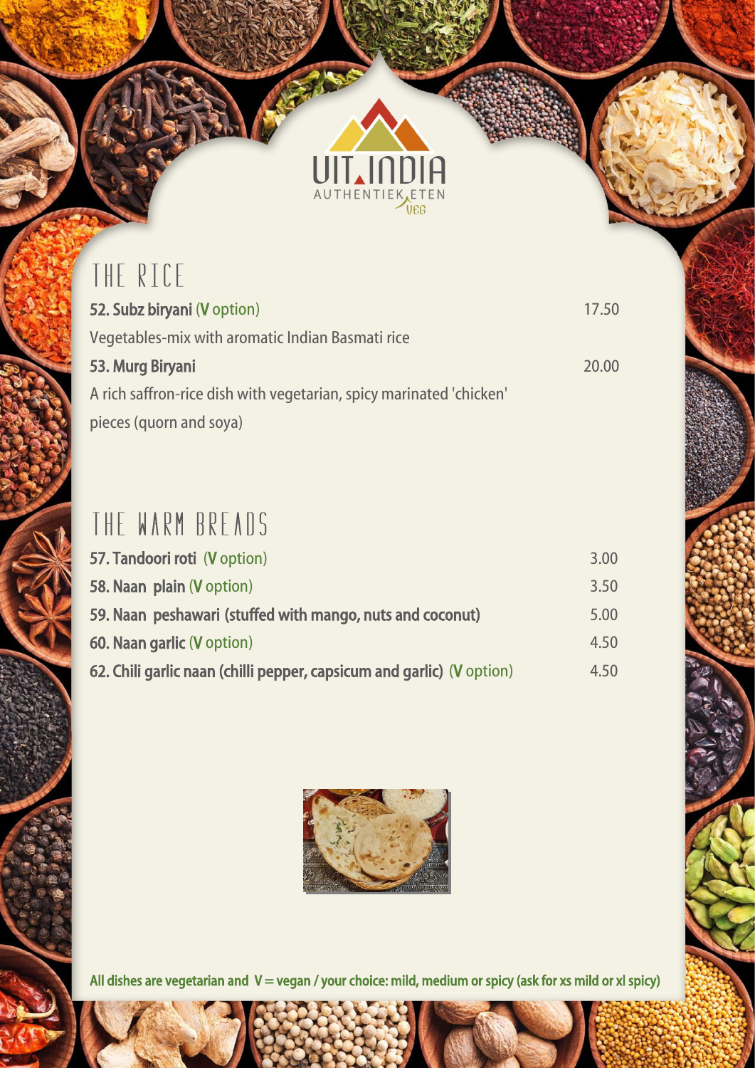UIT INDIA
AUTHENTIEK ETEN
VEG

## THE RICE

| | |
|---|---|
| **52. Subz biryani** (V option) | 17.50 |
| Vegetables-mix with aromatic Indian Basmati rice | |
| **53. Murg Biryani** | 20.00 |
| A rich saffron-rice dish with vegetarian, spicy marinated 'chicken' pieces (quorn and soya) | |

## THE WARM BREADS

| | |
|---|---|
| **57. Tandoori roti** (V option) | 3.00 |
| **58. Naan plain** (V option) | 3.50 |
| **59. Naan peshawari (stuffed with mango, nuts and coconut)** | 5.00 |
| **60. Naan garlic** (V option) | 4.50 |
| **62. Chili garlic naan (chilli pepper, capsicum and garlic)** (V option) | 4.50 |

All dishes are vegetarian and V = vegan / your choice: mild, medium or spicy (ask for xs mild or xl spicy)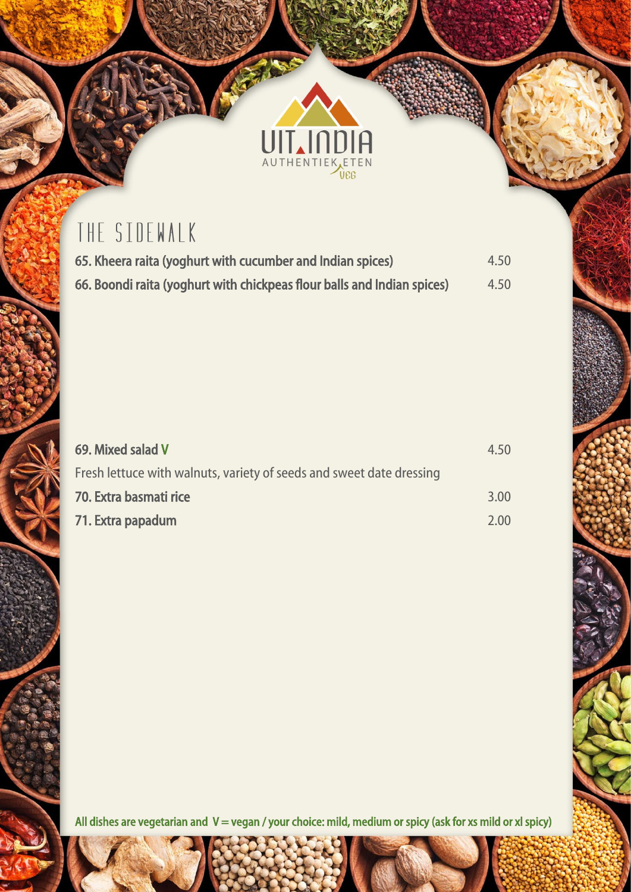UIT INDIA

AUTHENTIEK ETEN

VEG

## THE SIDEWALK

| Item | Price |
| --- | --- |
| **65. Kheera raita (yoghurt with cucumber and Indian spices)** | 4.50 |
| **66. Boondi raita (yoghurt with chickpeas flour balls and Indian spices)** | 4.50 |
| **69. Mixed salad V**<br>Fresh lettuce with walnuts, variety of seeds and sweet date dressing | 4.50 |
| **70. Extra basmati rice** | 3.00 |
| **71. Extra papadum** | 2.00 |

**All dishes are vegetarian and V = vegan / your choice: mild, medium or spicy (ask for xs mild or xl spicy)**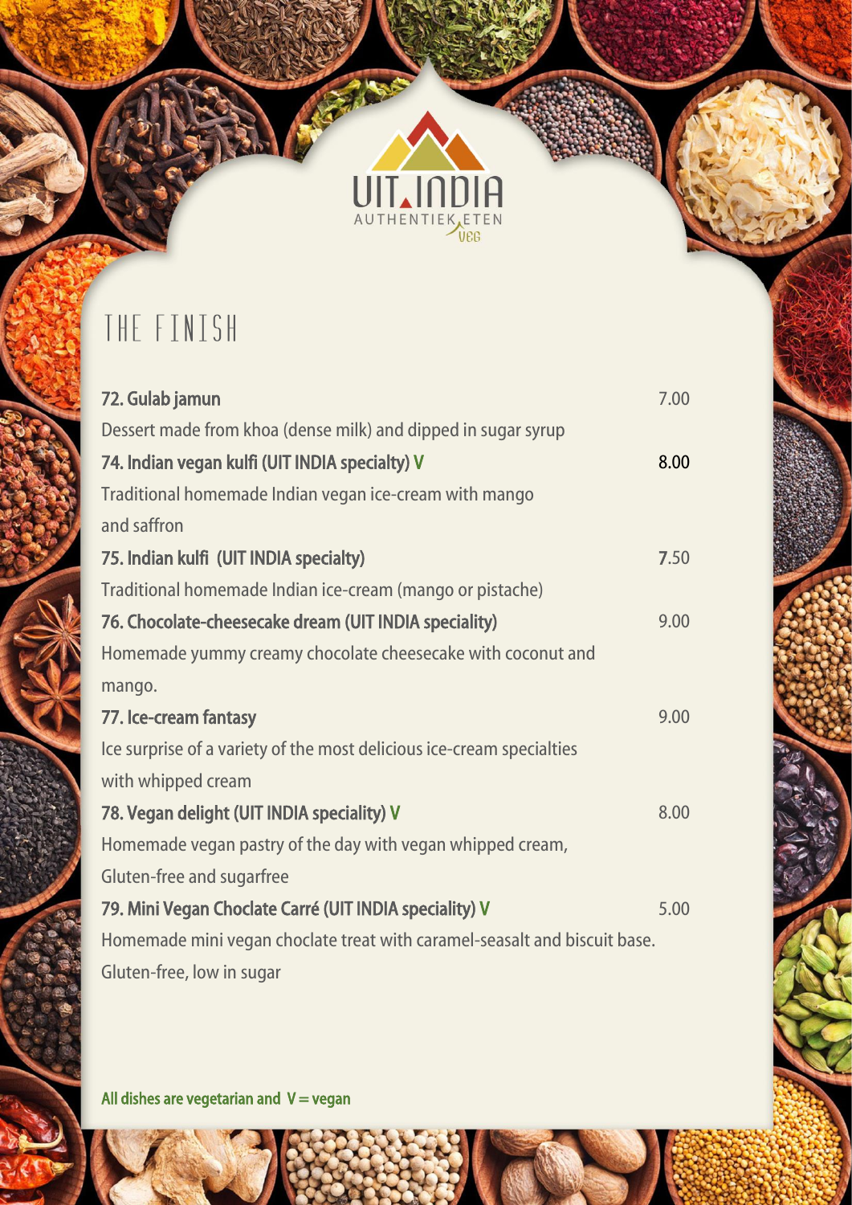UIT INDIA
AUTHENTIEK ETEN
VEG

# THE FINISH

**72. Gulab jamun** 7.00
Dessert made from khoa (dense milk) and dipped in sugar syrup

**74. Indian vegan kulfi (UIT INDIA specialty) V** 8.00
Traditional homemade Indian vegan ice-cream with mango and saffron

**75. Indian kulfi (UIT INDIA specialty)** 7.50
Traditional homemade Indian ice-cream (mango or pistache)

**76. Chocolate-cheesecake dream (UIT INDIA speciality)** 9.00
Homemade yummy creamy chocolate cheesecake with coconut and mango.

**77. Ice-cream fantasy** 9.00
Ice surprise of a variety of the most delicious ice-cream specialties with whipped cream

**78. Vegan delight (UIT INDIA speciality) V** 8.00
Homemade vegan pastry of the day with vegan whipped cream,
Gluten-free and sugarfree

**79. Mini Vegan Choclate Carré (UIT INDIA speciality) V** 5.00
Homemade mini vegan choclate treat with caramel-seasalt and biscuit base.
Gluten-free, low in sugar

**All dishes are vegetarian and V = vegan**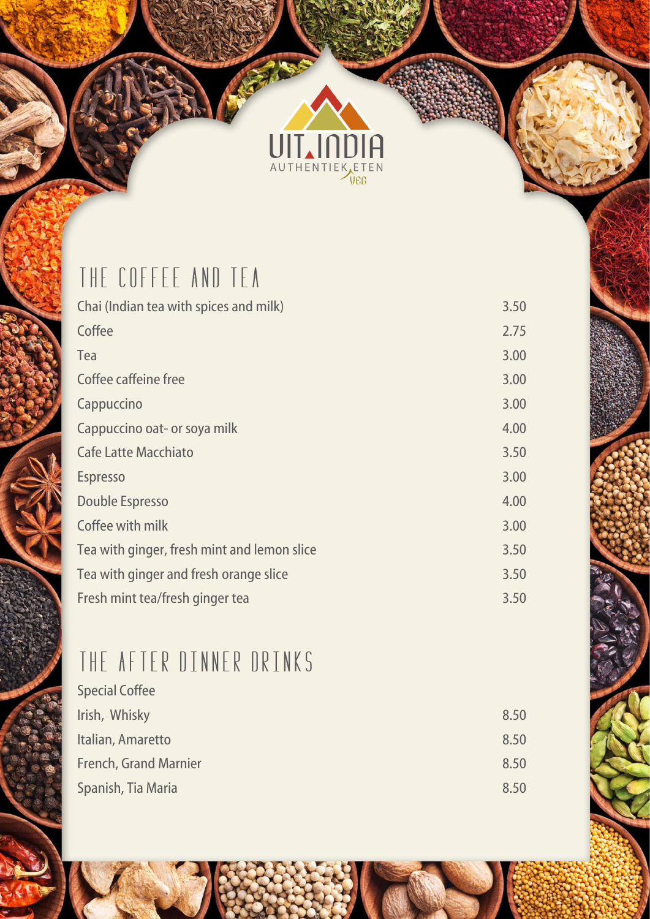UIT INDIA

AUTHENTIEK ETEN

VEG

## THE COFFEE AND TEA

| Item | Price |
|---|---|
| Chai (Indian tea with spices and milk) | 3.50 |
| Coffee | 2.75 |
| Tea | 3.00 |
| Coffee caffeine free | 3.00 |
| Cappuccino | 3.00 |
| Cappuccino oat- or soya milk | 4.00 |
| Cafe Latte Macchiato | 3.50 |
| Espresso | 3.00 |
| Double Espresso | 4.00 |
| Coffee with milk | 3.00 |
| Tea with ginger, fresh mint and lemon slice | 3.50 |
| Tea with ginger and fresh orange slice | 3.50 |
| Fresh mint tea/fresh ginger tea | 3.50 |

## THE AFTER DINNER DRINKS

| Special Coffee | |
|---|---|
| Irish, Whisky | 8.50 |
| Italian, Amaretto | 8.50 |
| French, Grand Marnier | 8.50 |
| Spanish, Tia Maria | 8.50 |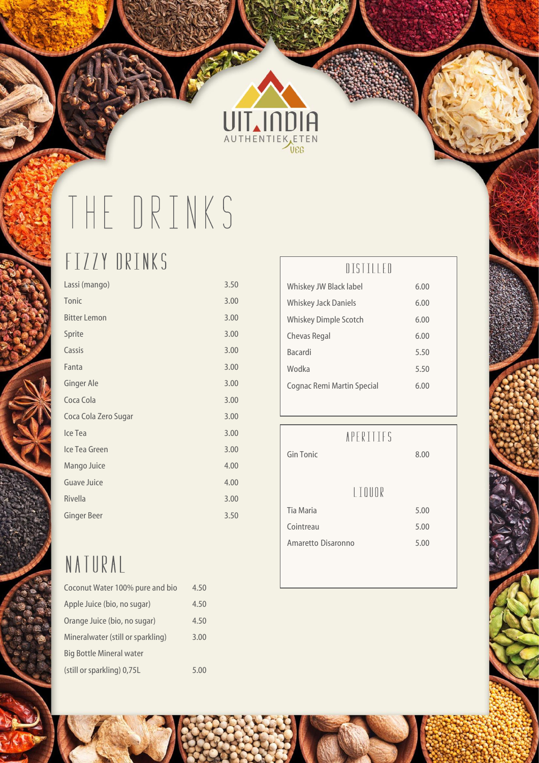UIT INDIA
AUTHENTIEK ETEN
VEG

# THE DRINKS

## FIZZY DRINKS

| | |
|---|---|
| Lassi (mango) | 3.50 |
| Tonic | 3.00 |
| Bitter Lemon | 3.00 |
| Sprite | 3.00 |
| Cassis | 3.00 |
| Fanta | 3.00 |
| Ginger Ale | 3.00 |
| Coca Cola | 3.00 |
| Coca Cola Zero Sugar | 3.00 |
| Ice Tea | 3.00 |
| Ice Tea Green | 3.00 |
| Mango Juice | 4.00 |
| Guave Juice | 4.00 |
| Rivella | 3.00 |
| Ginger Beer | 3.50 |

## NATURAL

| | |
|---|---|
| Coconut Water 100% pure and bio | 4.50 |
| Apple Juice (bio, no sugar) | 4.50 |
| Orange Juice (bio, no sugar) | 4.50 |
| Mineralwater (still or sparkling) | 3.00 |
| Big Bottle Mineral water (still or sparkling) 0,75L | 5.00 |

## DISTILLED

| | |
|---|---|
| Whiskey JW Black label | 6.00 |
| Whiskey Jack Daniels | 6.00 |
| Whiskey Dimple Scotch | 6.00 |
| Chevas Regal | 6.00 |
| Bacardi | 5.50 |
| Wodka | 5.50 |
| Cognac Remi Martin Special | 6.00 |

## APERITIFS

| | |
|---|---|
| Gin Tonic | 8.00 |

## LIQUOR

| | |
|---|---|
| Tia Maria | 5.00 |
| Cointreau | 5.00 |
| Amaretto Disaronno | 5.00 |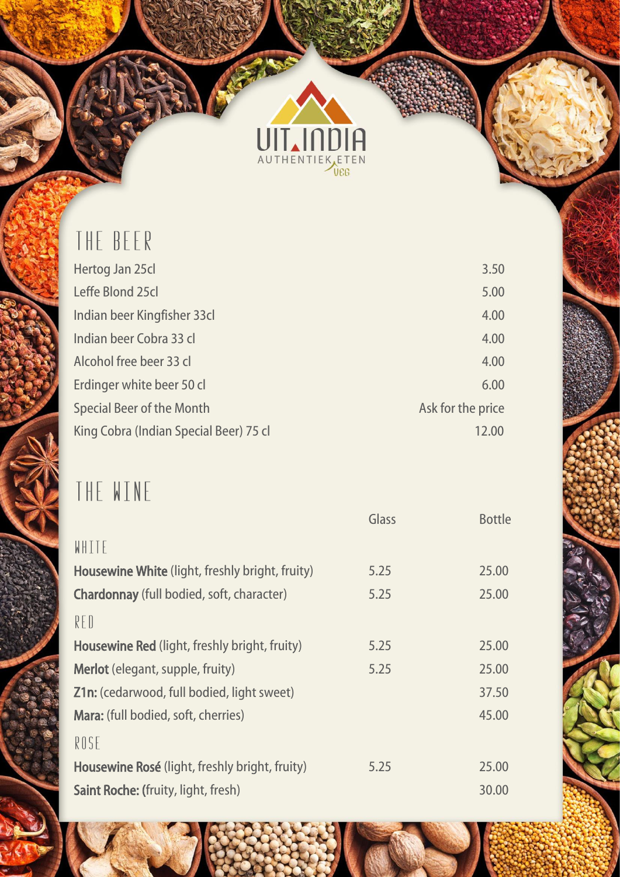UIT INDIA
AUTHENTIEK ETEN
VEG

# THE BEER

| Item | Price |
|---|---|
| Hertog Jan 25cl | 3.50 |
| Leffe Blond 25cl | 5.00 |
| Indian beer Kingfisher 33cl | 4.00 |
| Indian beer Cobra 33 cl | 4.00 |
| Alcohol free beer 33 cl | 4.00 |
| Erdinger white beer 50 cl | 6.00 |
| Special Beer of the Month | Ask for the price |
| King Cobra (Indian Special Beer) 75 cl | 12.00 |

# THE WINE

| | Glass | Bottle |
|---|---|---|
| **WHITE** | | |
| **Housewine White** (light, freshly bright, fruity) | 5.25 | 25.00 |
| **Chardonnay** (full bodied, soft, character) | 5.25 | 25.00 |
| **RED** | | |
| **Housewine Red** (light, freshly bright, fruity) | 5.25 | 25.00 |
| **Merlot** (elegant, supple, fruity) | 5.25 | 25.00 |
| **Z1n:** (cedarwood, full bodied, light sweet) | | 37.50 |
| **Mara:** (full bodied, soft, cherries) | | 45.00 |
| **ROSE** | | |
| **Housewine Rosé** (light, freshly bright, fruity) | 5.25 | 25.00 |
| **Saint Roche: (**fruity, light, fresh) | | 30.00 |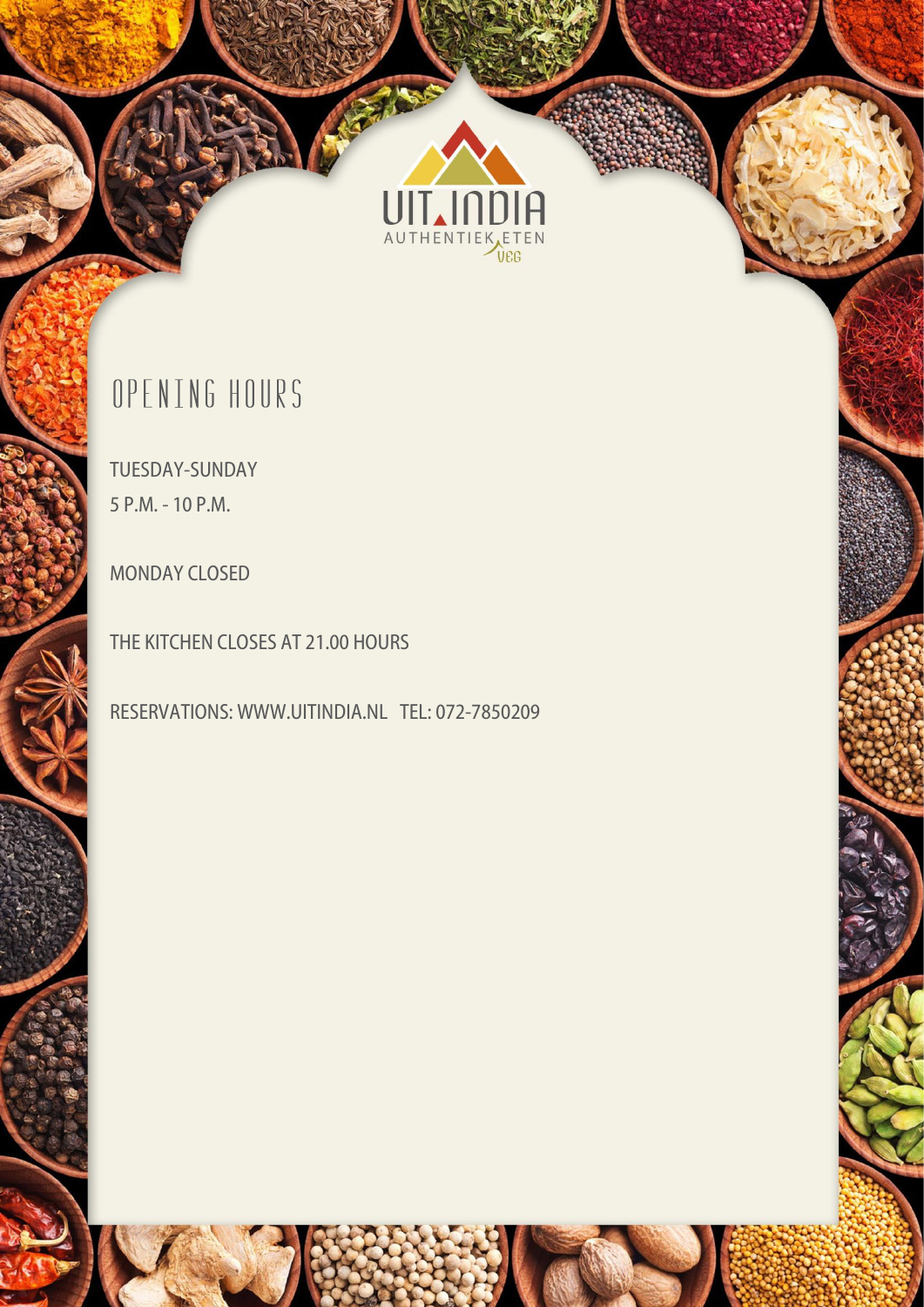UIT INDIA
AUTHENTIEK ETEN
VEG

# OPENING HOURS

TUESDAY-SUNDAY
5 P.M. - 10 P.M.

MONDAY CLOSED

THE KITCHEN CLOSES AT 21.00 HOURS

RESERVATIONS: WWW.UITINDIA.NL TEL: 072-7850209